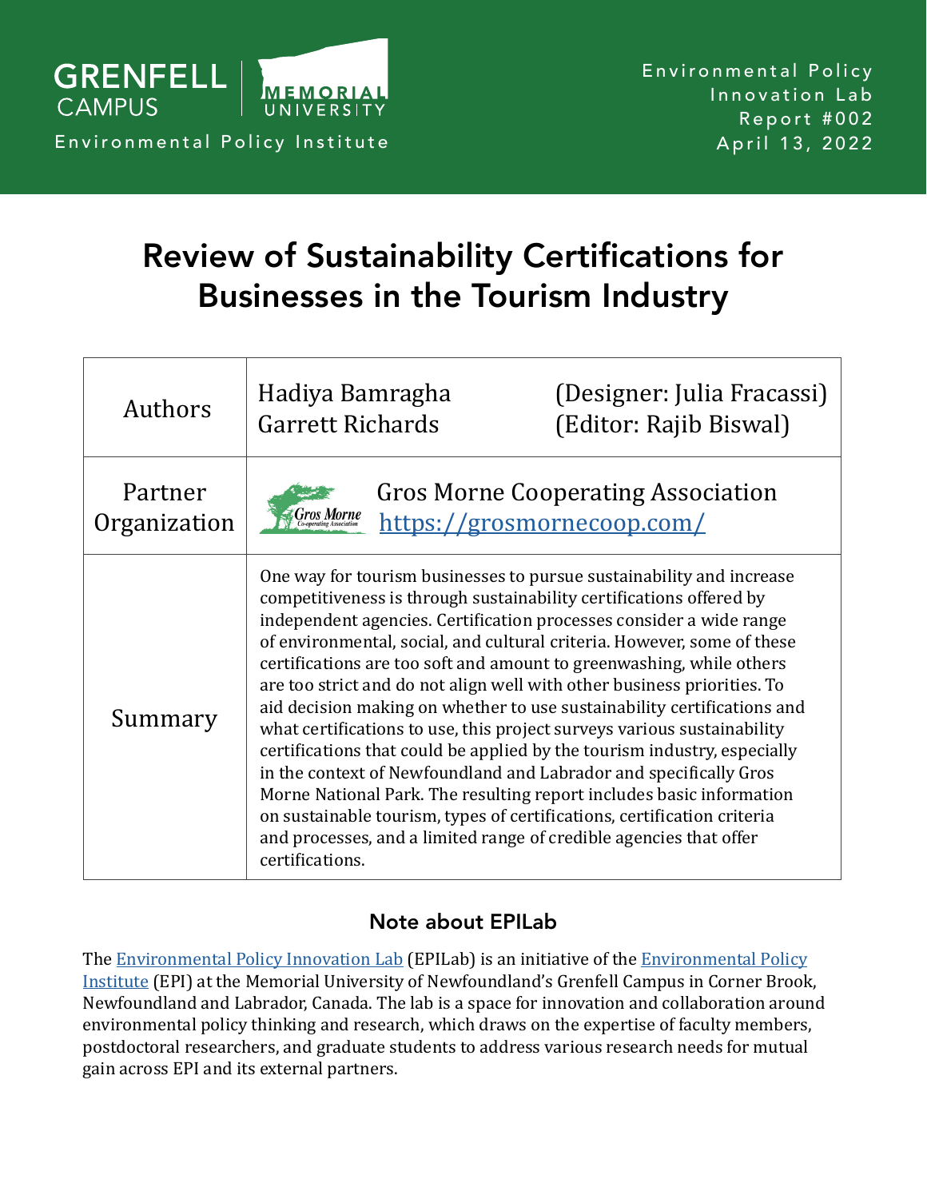GRENFELL CAMPUS | MEMORIAL UNIVERSITY

Environmental Policy Institute

Environmental Policy Innovation Lab
Report #002
April 13, 2022

# Review of Sustainability Certifications for Businesses in the Tourism Industry

| | |
|---|---|
| Authors | Hadiya Bamragha (Designer: Julia Fracassi)<br>Garrett Richards (Editor: Rajib Biswal) |
| Partner Organization | Gros Morne Cooperating Association<br>https://grosmornecoop.com/ |
| Summary | One way for tourism businesses to pursue sustainability and increase competitiveness is through sustainability certifications offered by independent agencies. Certification processes consider a wide range of environmental, social, and cultural criteria. However, some of these certifications are too soft and amount to greenwashing, while others are too strict and do not align well with other business priorities. To aid decision making on whether to use sustainability certifications and what certifications to use, this project surveys various sustainability certifications that could be applied by the tourism industry, especially in the context of Newfoundland and Labrador and specifically Gros Morne National Park. The resulting report includes basic information on sustainable tourism, types of certifications, certification criteria and processes, and a limited range of credible agencies that offer certifications. |

## Note about EPILab

The Environmental Policy Innovation Lab (EPILab) is an initiative of the Environmental Policy Institute (EPI) at the Memorial University of Newfoundland's Grenfell Campus in Corner Brook, Newfoundland and Labrador, Canada. The lab is a space for innovation and collaboration around environmental policy thinking and research, which draws on the expertise of faculty members, postdoctoral researchers, and graduate students to address various research needs for mutual gain across EPI and its external partners.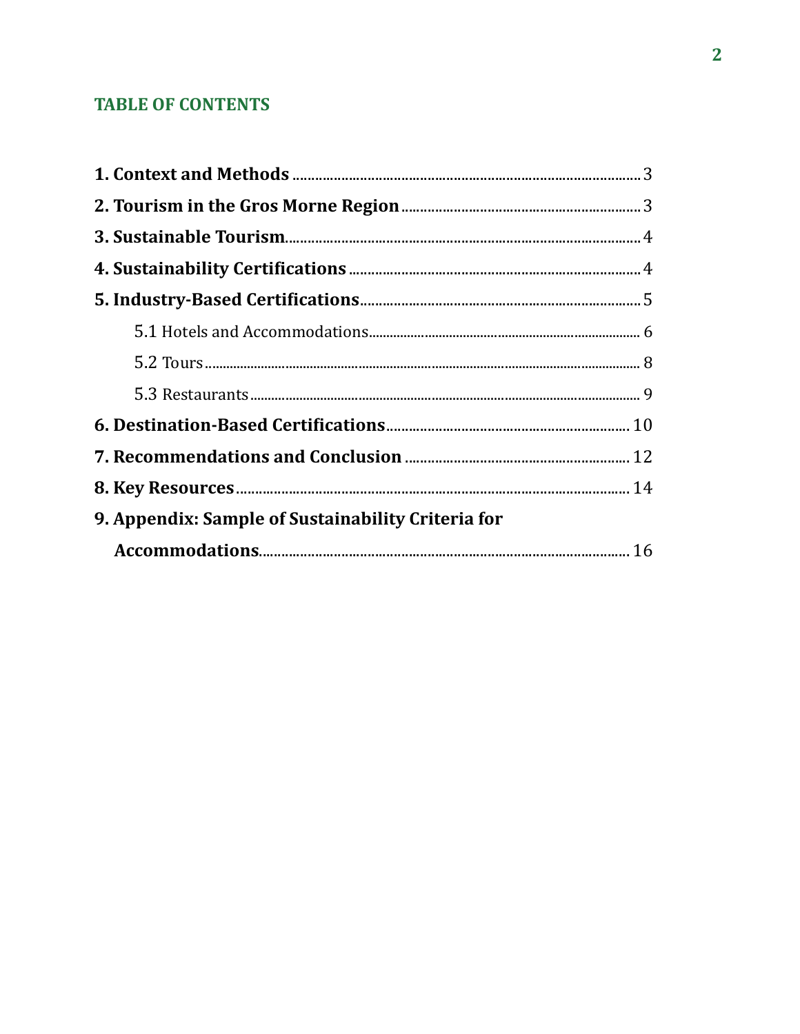## TABLE OF CONTENTS

**1. Context and Methods** ........ 3

**2. Tourism in the Gros Morne Region** ........ 3

**3. Sustainable Tourism** ........ 4

**4. Sustainability Certifications** ........ 4

**5. Industry-Based Certifications** ........ 5

- 5.1 Hotels and Accommodations ........ 6
- 5.2 Tours ........ 8
- 5.3 Restaurants ........ 9

**6. Destination-Based Certifications** ........ 10

**7. Recommendations and Conclusion** ........ 12

**8. Key Resources** ........ 14

**9. Appendix: Sample of Sustainability Criteria for Accommodations** ........ 16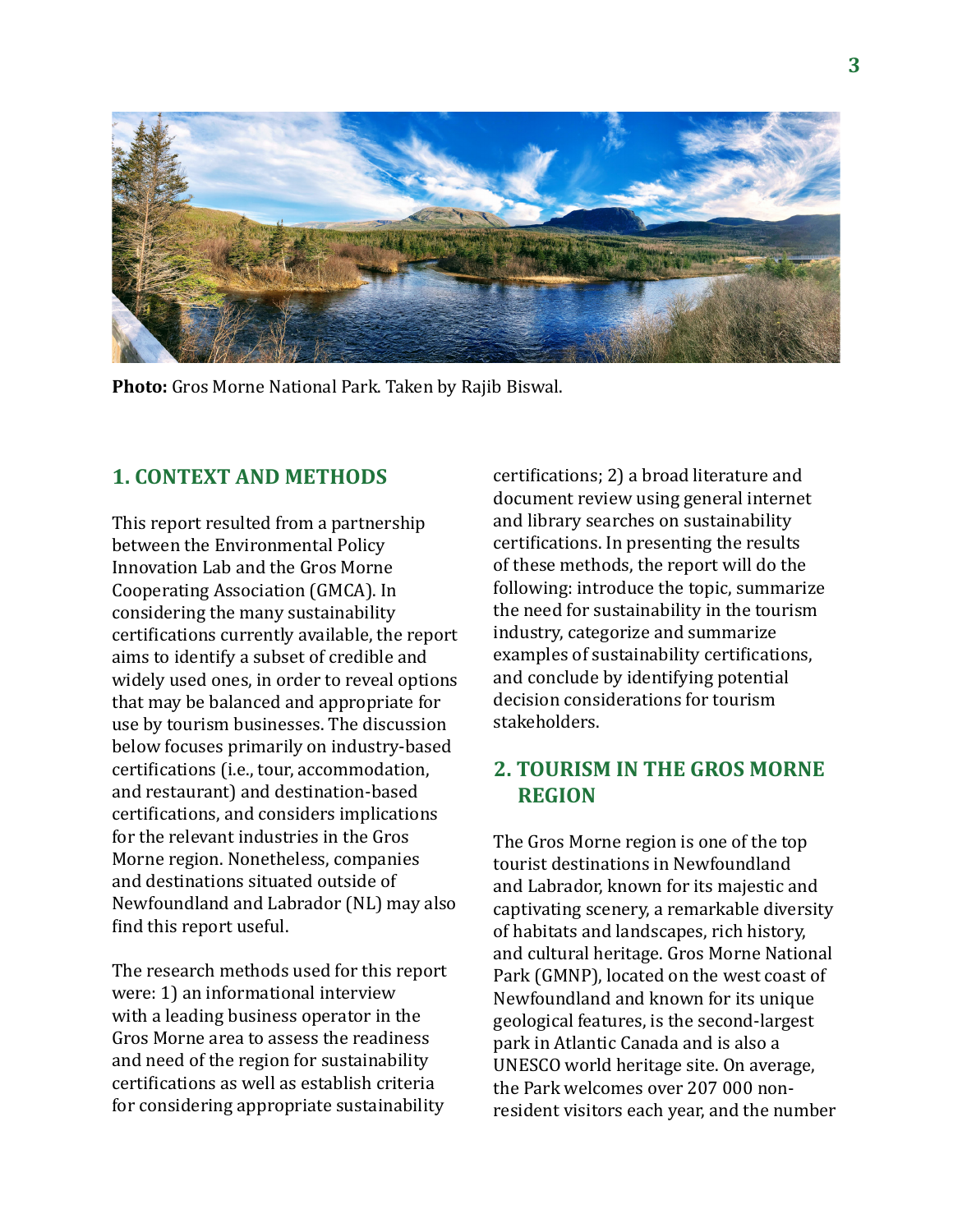**Photo:** Gros Morne National Park. Taken by Rajib Biswal.

## 1. CONTEXT AND METHODS

This report resulted from a partnership between the Environmental Policy Innovation Lab and the Gros Morne Cooperating Association (GMCA). In considering the many sustainability certifications currently available, the report aims to identify a subset of credible and widely used ones, in order to reveal options that may be balanced and appropriate for use by tourism businesses. The discussion below focuses primarily on industry-based certifications (i.e., tour, accommodation, and restaurant) and destination-based certifications, and considers implications for the relevant industries in the Gros Morne region. Nonetheless, companies and destinations situated outside of Newfoundland and Labrador (NL) may also find this report useful.

The research methods used for this report were: 1) an informational interview with a leading business operator in the Gros Morne area to assess the readiness and need of the region for sustainability certifications as well as establish criteria for considering appropriate sustainability certifications; 2) a broad literature and document review using general internet and library searches on sustainability certifications. In presenting the results of these methods, the report will do the following: introduce the topic, summarize the need for sustainability in the tourism industry, categorize and summarize examples of sustainability certifications, and conclude by identifying potential decision considerations for tourism stakeholders.

## 2. TOURISM IN THE GROS MORNE REGION

The Gros Morne region is one of the top tourist destinations in Newfoundland and Labrador, known for its majestic and captivating scenery, a remarkable diversity of habitats and landscapes, rich history, and cultural heritage. Gros Morne National Park (GMNP), located on the west coast of Newfoundland and known for its unique geological features, is the second-largest park in Atlantic Canada and is also a UNESCO world heritage site. On average, the Park welcomes over 207 000 non-resident visitors each year, and the number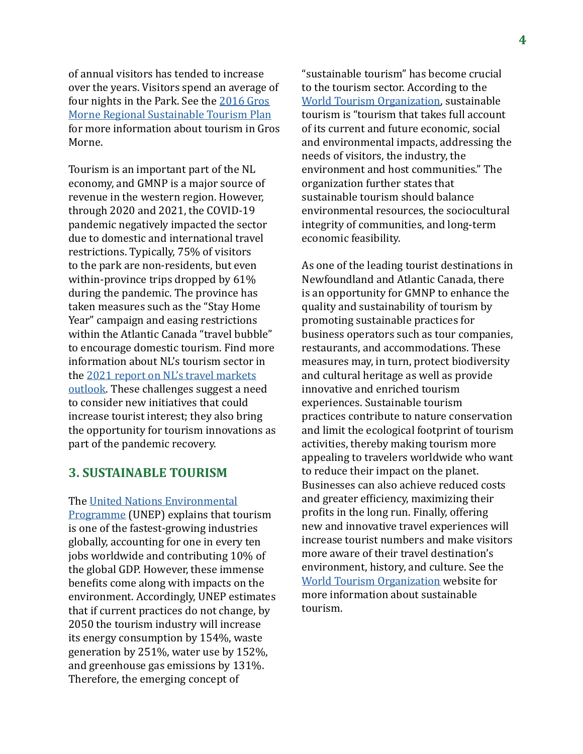of annual visitors has tended to increase over the years. Visitors spend an average of four nights in the Park. See the [2016 Gros Morne Regional Sustainable Tourism Plan] for more information about tourism in Gros Morne.

Tourism is an important part of the NL economy, and GMNP is a major source of revenue in the western region. However, through 2020 and 2021, the COVID-19 pandemic negatively impacted the sector due to domestic and international travel restrictions. Typically, 75% of visitors to the park are non-residents, but even within-province trips dropped by 61% during the pandemic. The province has taken measures such as the "Stay Home Year" campaign and easing restrictions within the Atlantic Canada "travel bubble" to encourage domestic tourism. Find more information about NL's tourism sector in the [2021 report on NL's travel markets outlook]. These challenges suggest a need to consider new initiatives that could increase tourist interest; they also bring the opportunity for tourism innovations as part of the pandemic recovery.

## 3. SUSTAINABLE TOURISM

The [United Nations Environmental Programme] (UNEP) explains that tourism is one of the fastest-growing industries globally, accounting for one in every ten jobs worldwide and contributing 10% of the global GDP. However, these immense benefits come along with impacts on the environment. Accordingly, UNEP estimates that if current practices do not change, by 2050 the tourism industry will increase its energy consumption by 154%, waste generation by 251%, water use by 152%, and greenhouse gas emissions by 131%. Therefore, the emerging concept of "sustainable tourism" has become crucial to the tourism sector. According to the [World Tourism Organization], sustainable tourism is "tourism that takes full account of its current and future economic, social and environmental impacts, addressing the needs of visitors, the industry, the environment and host communities." The organization further states that sustainable tourism should balance environmental resources, the sociocultural integrity of communities, and long-term economic feasibility.

As one of the leading tourist destinations in Newfoundland and Atlantic Canada, there is an opportunity for GMNP to enhance the quality and sustainability of tourism by promoting sustainable practices for business operators such as tour companies, restaurants, and accommodations. These measures may, in turn, protect biodiversity and cultural heritage as well as provide innovative and enriched tourism experiences. Sustainable tourism practices contribute to nature conservation and limit the ecological footprint of tourism activities, thereby making tourism more appealing to travelers worldwide who want to reduce their impact on the planet. Businesses can also achieve reduced costs and greater efficiency, maximizing their profits in the long run. Finally, offering new and innovative travel experiences will increase tourist numbers and make visitors more aware of their travel destination's environment, history, and culture. See the [World Tourism Organization] website for more information about sustainable tourism.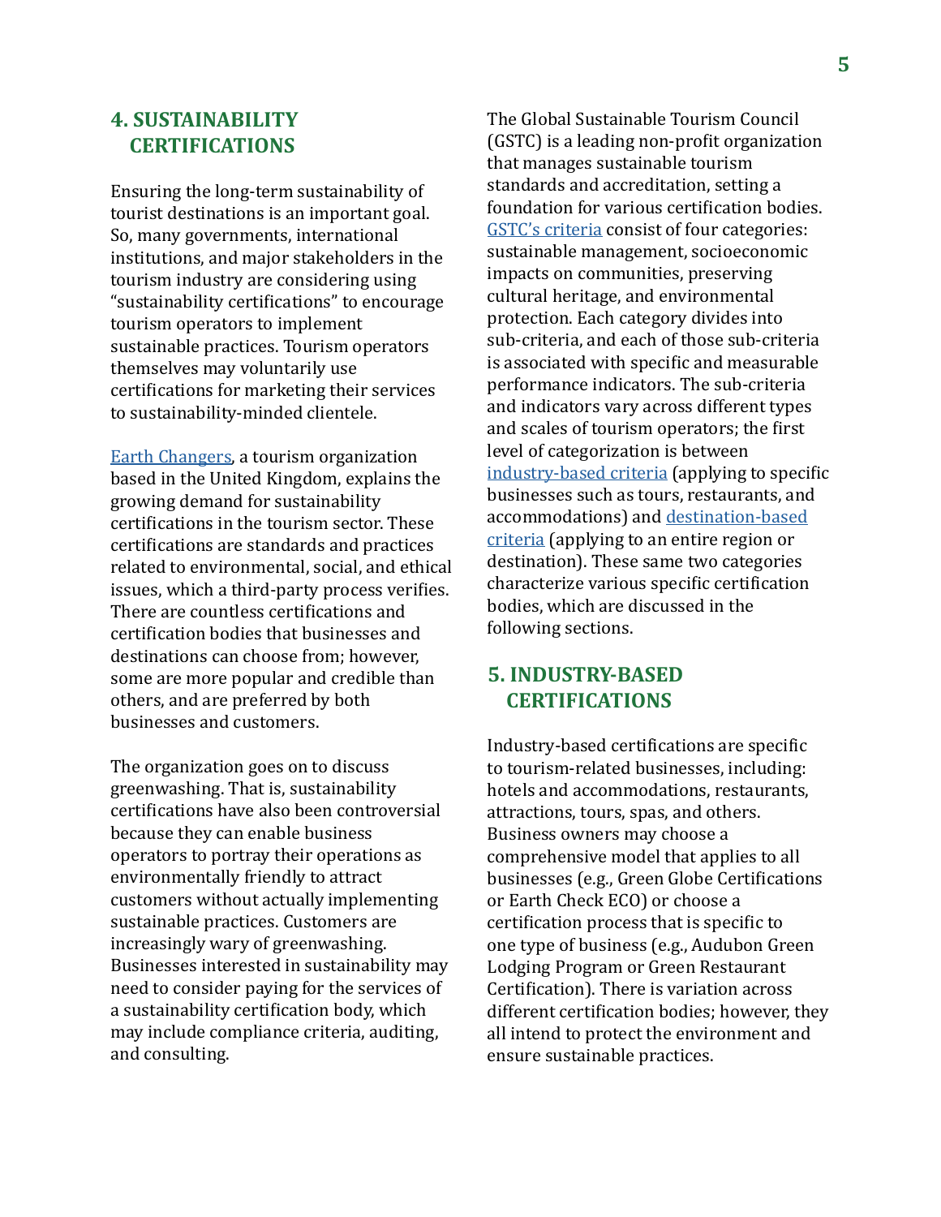## 4. SUSTAINABILITY CERTIFICATIONS

Ensuring the long-term sustainability of tourist destinations is an important goal. So, many governments, international institutions, and major stakeholders in the tourism industry are considering using "sustainability certifications" to encourage tourism operators to implement sustainable practices. Tourism operators themselves may voluntarily use certifications for marketing their services to sustainability-minded clientele.

Earth Changers, a tourism organization based in the United Kingdom, explains the growing demand for sustainability certifications in the tourism sector. These certifications are standards and practices related to environmental, social, and ethical issues, which a third-party process verifies. There are countless certifications and certification bodies that businesses and destinations can choose from; however, some are more popular and credible than others, and are preferred by both businesses and customers.

The organization goes on to discuss greenwashing. That is, sustainability certifications have also been controversial because they can enable business operators to portray their operations as environmentally friendly to attract customers without actually implementing sustainable practices. Customers are increasingly wary of greenwashing. Businesses interested in sustainability may need to consider paying for the services of a sustainability certification body, which may include compliance criteria, auditing, and consulting.

The Global Sustainable Tourism Council (GSTC) is a leading non-profit organization that manages sustainable tourism standards and accreditation, setting a foundation for various certification bodies. GSTC's criteria consist of four categories: sustainable management, socioeconomic impacts on communities, preserving cultural heritage, and environmental protection. Each category divides into sub-criteria, and each of those sub-criteria is associated with specific and measurable performance indicators. The sub-criteria and indicators vary across different types and scales of tourism operators; the first level of categorization is between industry-based criteria (applying to specific businesses such as tours, restaurants, and accommodations) and destination-based criteria (applying to an entire region or destination). These same two categories characterize various specific certification bodies, which are discussed in the following sections.

## 5. INDUSTRY-BASED CERTIFICATIONS

Industry-based certifications are specific to tourism-related businesses, including: hotels and accommodations, restaurants, attractions, tours, spas, and others. Business owners may choose a comprehensive model that applies to all businesses (e.g., Green Globe Certifications or Earth Check ECO) or choose a certification process that is specific to one type of business (e.g., Audubon Green Lodging Program or Green Restaurant Certification). There is variation across different certification bodies; however, they all intend to protect the environment and ensure sustainable practices.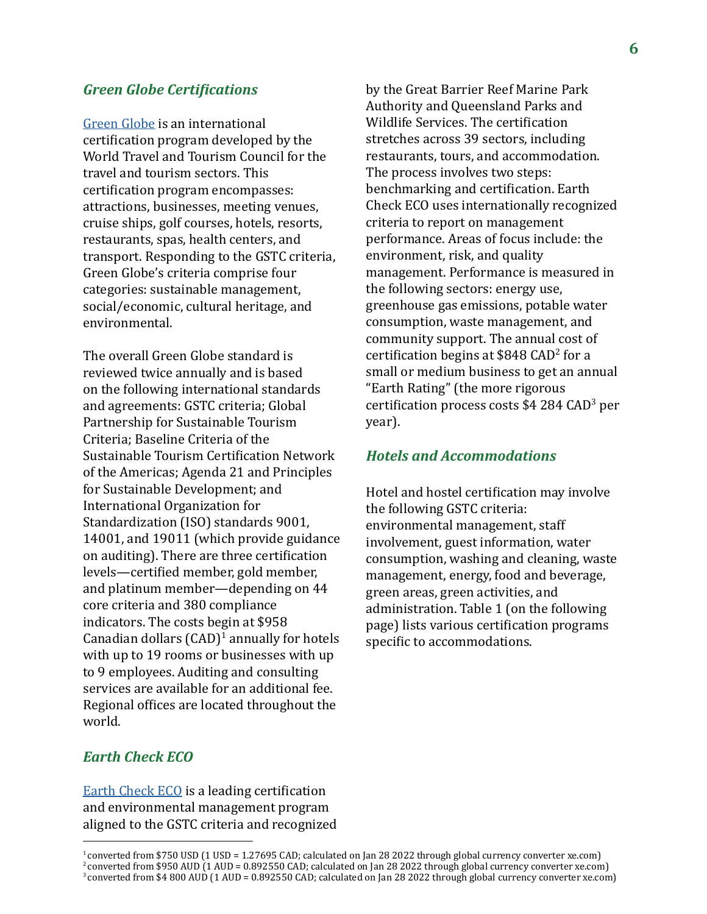### *Green Globe Certifications*

Green Globe is an international certification program developed by the World Travel and Tourism Council for the travel and tourism sectors. This certification program encompasses: attractions, businesses, meeting venues, cruise ships, golf courses, hotels, resorts, restaurants, spas, health centers, and transport. Responding to the GSTC criteria, Green Globe's criteria comprise four categories: sustainable management, social/economic, cultural heritage, and environmental.

The overall Green Globe standard is reviewed twice annually and is based on the following international standards and agreements: GSTC criteria; Global Partnership for Sustainable Tourism Criteria; Baseline Criteria of the Sustainable Tourism Certification Network of the Americas; Agenda 21 and Principles for Sustainable Development; and International Organization for Standardization (ISO) standards 9001, 14001, and 19011 (which provide guidance on auditing). There are three certification levels—certified member, gold member, and platinum member—depending on 44 core criteria and 380 compliance indicators. The costs begin at $958 Canadian dollars (CAD)[1] annually for hotels with up to 19 rooms or businesses with up to 9 employees. Auditing and consulting services are available for an additional fee. Regional offices are located throughout the world.

### *Earth Check ECO*

Earth Check ECO is a leading certification and environmental management program aligned to the GSTC criteria and recognized by the Great Barrier Reef Marine Park Authority and Queensland Parks and Wildlife Services. The certification stretches across 39 sectors, including restaurants, tours, and accommodation. The process involves two steps: benchmarking and certification. Earth Check ECO uses internationally recognized criteria to report on management performance. Areas of focus include: the environment, risk, and quality management. Performance is measured in the following sectors: energy use, greenhouse gas emissions, potable water consumption, waste management, and community support. The annual cost of certification begins at $848 CAD[2] for a small or medium business to get an annual "Earth Rating" (the more rigorous certification process costs $4 284 CAD[3] per year).

### *Hotels and Accommodations*

Hotel and hostel certification may involve the following GSTC criteria: environmental management, staff involvement, guest information, water consumption, washing and cleaning, waste management, energy, food and beverage, green areas, green activities, and administration. Table 1 (on the following page) lists various certification programs specific to accommodations.

---

[1] converted from $750 USD (1 USD = 1.27695 CAD; calculated on Jan 28 2022 through global currency converter xe.com)
[2] converted from $950 AUD (1 AUD = 0.892550 CAD; calculated on Jan 28 2022 through global currency converter xe.com)
[3] converted from $4 800 AUD (1 AUD = 0.892550 CAD; calculated on Jan 28 2022 through global currency converter xe.com)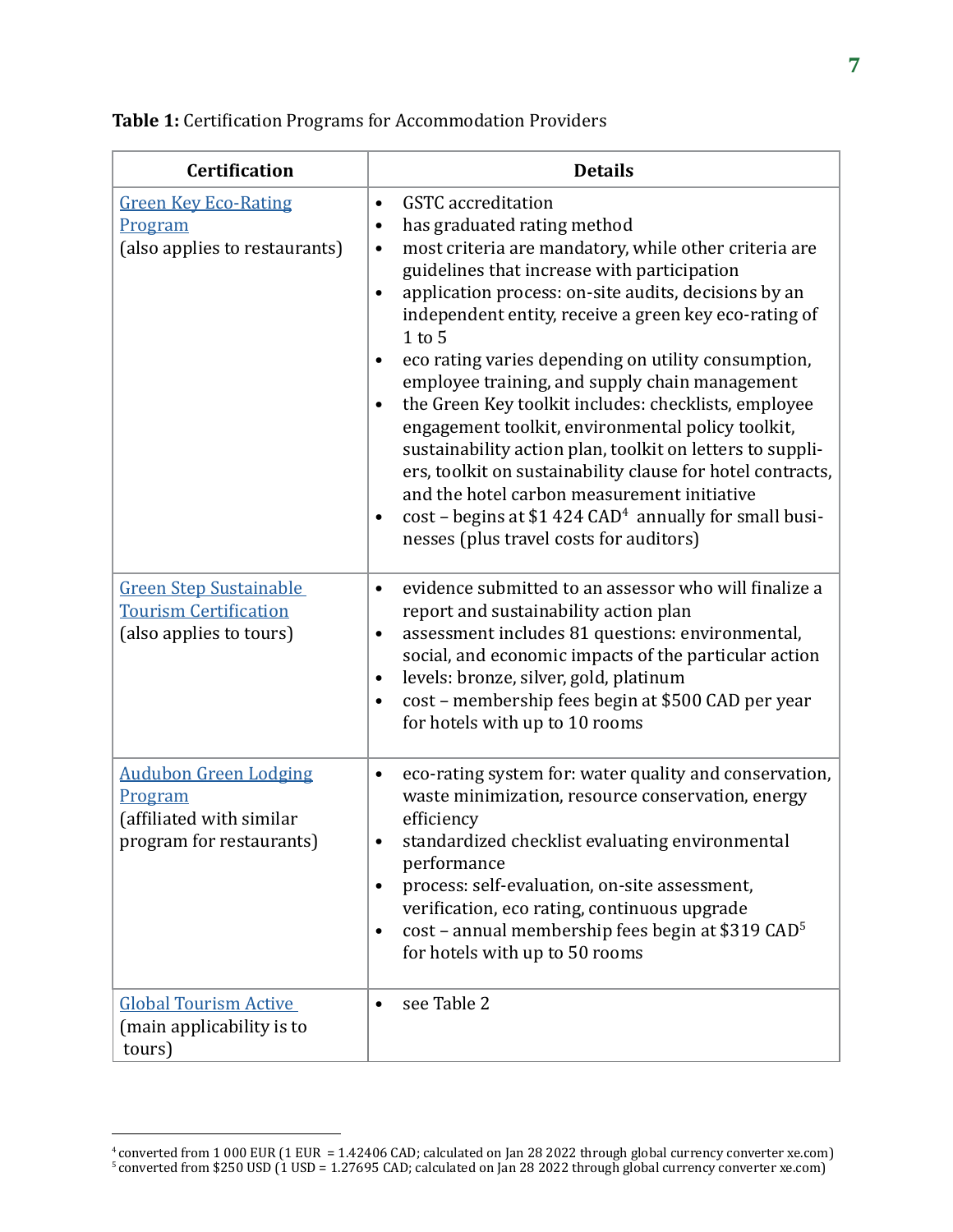**Table 1:** Certification Programs for Accommodation Providers

| Certification | Details |
|---|---|
| Green Key Eco-Rating Program (also applies to restaurants) | • GSTC accreditation<br>• has graduated rating method<br>• most criteria are mandatory, while other criteria are guidelines that increase with participation<br>• application process: on-site audits, decisions by an independent entity, receive a green key eco-rating of 1 to 5<br>• eco rating varies depending on utility consumption, employee training, and supply chain management<br>• the Green Key toolkit includes: checklists, employee engagement toolkit, environmental policy toolkit, sustainability action plan, toolkit on letters to suppliers, toolkit on sustainability clause for hotel contracts, and the hotel carbon measurement initiative<br>• cost – begins at $1 424 CAD[4] annually for small businesses (plus travel costs for auditors) |
| Green Step Sustainable Tourism Certification (also applies to tours) | • evidence submitted to an assessor who will finalize a report and sustainability action plan<br>• assessment includes 81 questions: environmental, social, and economic impacts of the particular action<br>• levels: bronze, silver, gold, platinum<br>• cost – membership fees begin at $500 CAD per year for hotels with up to 10 rooms |
| Audubon Green Lodging Program (affiliated with similar program for restaurants) | • eco-rating system for: water quality and conservation, waste minimization, resource conservation, energy efficiency<br>• standardized checklist evaluating environmental performance<br>• process: self-evaluation, on-site assessment, verification, eco rating, continuous upgrade<br>• cost – annual membership fees begin at $319 CAD[5] for hotels with up to 50 rooms |
| Global Tourism Active (main applicability is to tours) | • see Table 2 |

[4] converted from 1 000 EUR (1 EUR = 1.42406 CAD; calculated on Jan 28 2022 through global currency converter xe.com)
[5] converted from $250 USD (1 USD = 1.27695 CAD; calculated on Jan 28 2022 through global currency converter xe.com)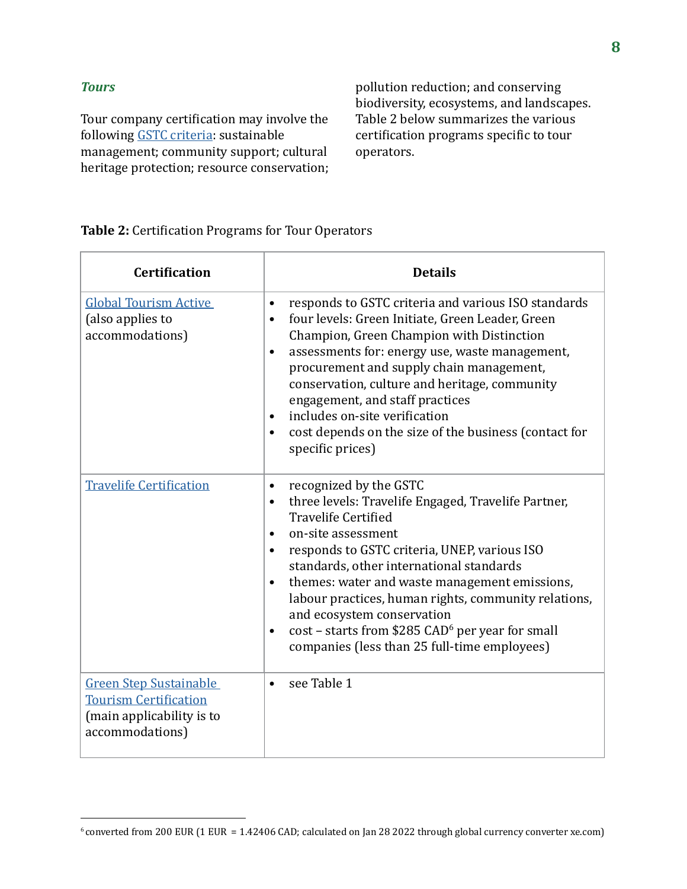### *Tours*

Tour company certification may involve the following GSTC criteria: sustainable management; community support; cultural heritage protection; resource conservation; pollution reduction; and conserving biodiversity, ecosystems, and landscapes. Table 2 below summarizes the various certification programs specific to tour operators.

**Table 2:** Certification Programs for Tour Operators

| Certification | Details |
|---|---|
| Global Tourism Active (also applies to accommodations) | • responds to GSTC criteria and various ISO standards<br>• four levels: Green Initiate, Green Leader, Green Champion, Green Champion with Distinction<br>• assessments for: energy use, waste management, procurement and supply chain management, conservation, culture and heritage, community engagement, and staff practices<br>• includes on-site verification<br>• cost depends on the size of the business (contact for specific prices) |
| Travelife Certification | • recognized by the GSTC<br>• three levels: Travelife Engaged, Travelife Partner, Travelife Certified<br>• on-site assessment<br>• responds to GSTC criteria, UNEP, various ISO standards, other international standards<br>• themes: water and waste management emissions, labour practices, human rights, community relations, and ecosystem conservation<br>• cost – starts from $285 CAD[6] per year for small companies (less than 25 full-time employees) |
| Green Step Sustainable Tourism Certification (main applicability is to accommodations) | • see Table 1 |

[6] converted from 200 EUR (1 EUR = 1.42406 CAD; calculated on Jan 28 2022 through global currency converter xe.com)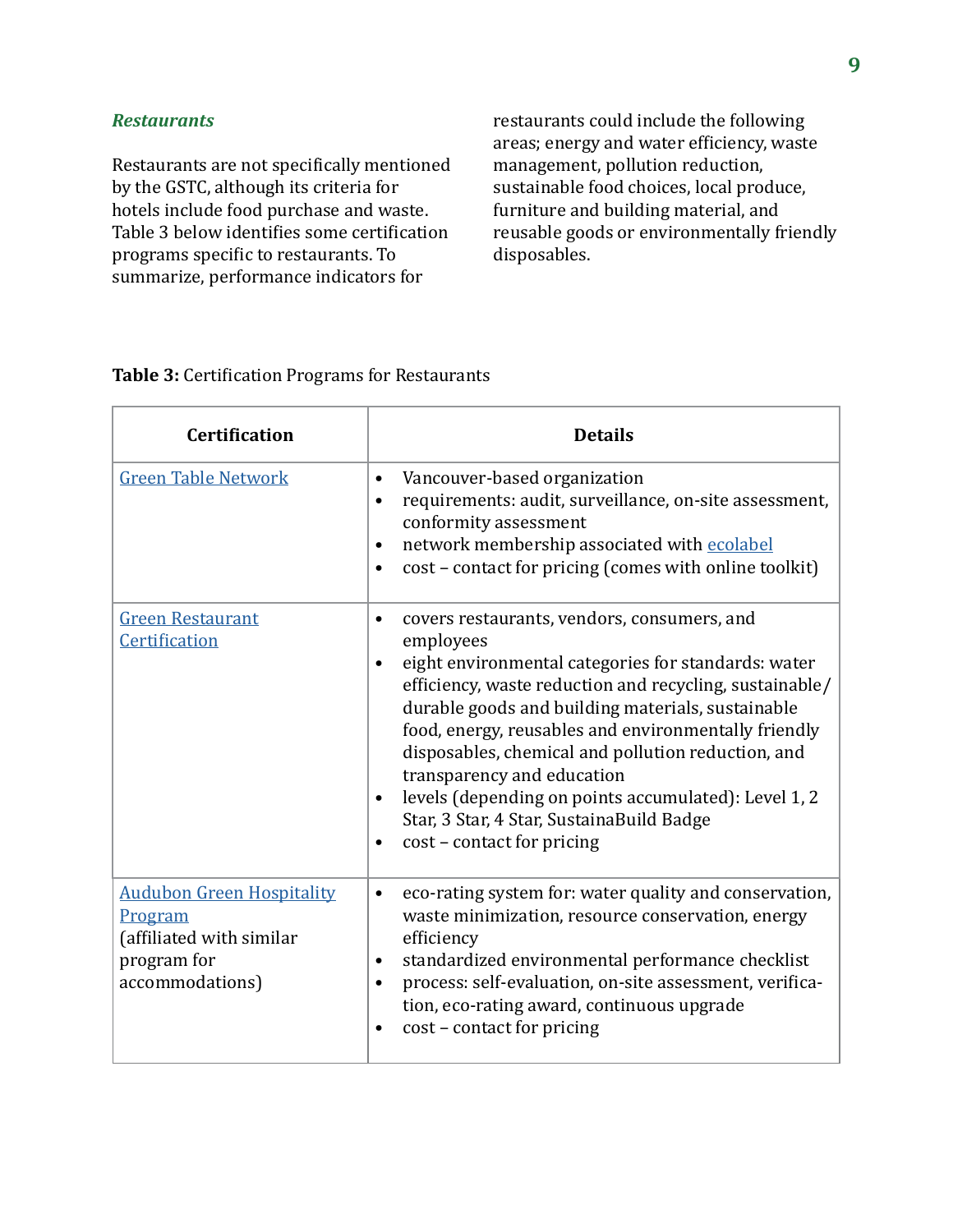### *Restaurants*

Restaurants are not specifically mentioned by the GSTC, although its criteria for hotels include food purchase and waste. Table 3 below identifies some certification programs specific to restaurants. To summarize, performance indicators for restaurants could include the following areas; energy and water efficiency, waste management, pollution reduction, sustainable food choices, local produce, furniture and building material, and reusable goods or environmentally friendly disposables.

**Table 3:** Certification Programs for Restaurants

| Certification | Details |
|---|---|
| Green Table Network | • Vancouver-based organization<br>• requirements: audit, surveillance, on-site assessment, conformity assessment<br>• network membership associated with ecolabel<br>• cost – contact for pricing (comes with online toolkit) |
| Green Restaurant Certification | • covers restaurants, vendors, consumers, and employees<br>• eight environmental categories for standards: water efficiency, waste reduction and recycling, sustainable/durable goods and building materials, sustainable food, energy, reusables and environmentally friendly disposables, chemical and pollution reduction, and transparency and education<br>• levels (depending on points accumulated): Level 1, 2 Star, 3 Star, 4 Star, SustainaBuild Badge<br>• cost – contact for pricing |
| Audubon Green Hospitality Program (affiliated with similar program for accommodations) | • eco-rating system for: water quality and conservation, waste minimization, resource conservation, energy efficiency<br>• standardized environmental performance checklist<br>• process: self-evaluation, on-site assessment, verification, eco-rating award, continuous upgrade<br>• cost – contact for pricing |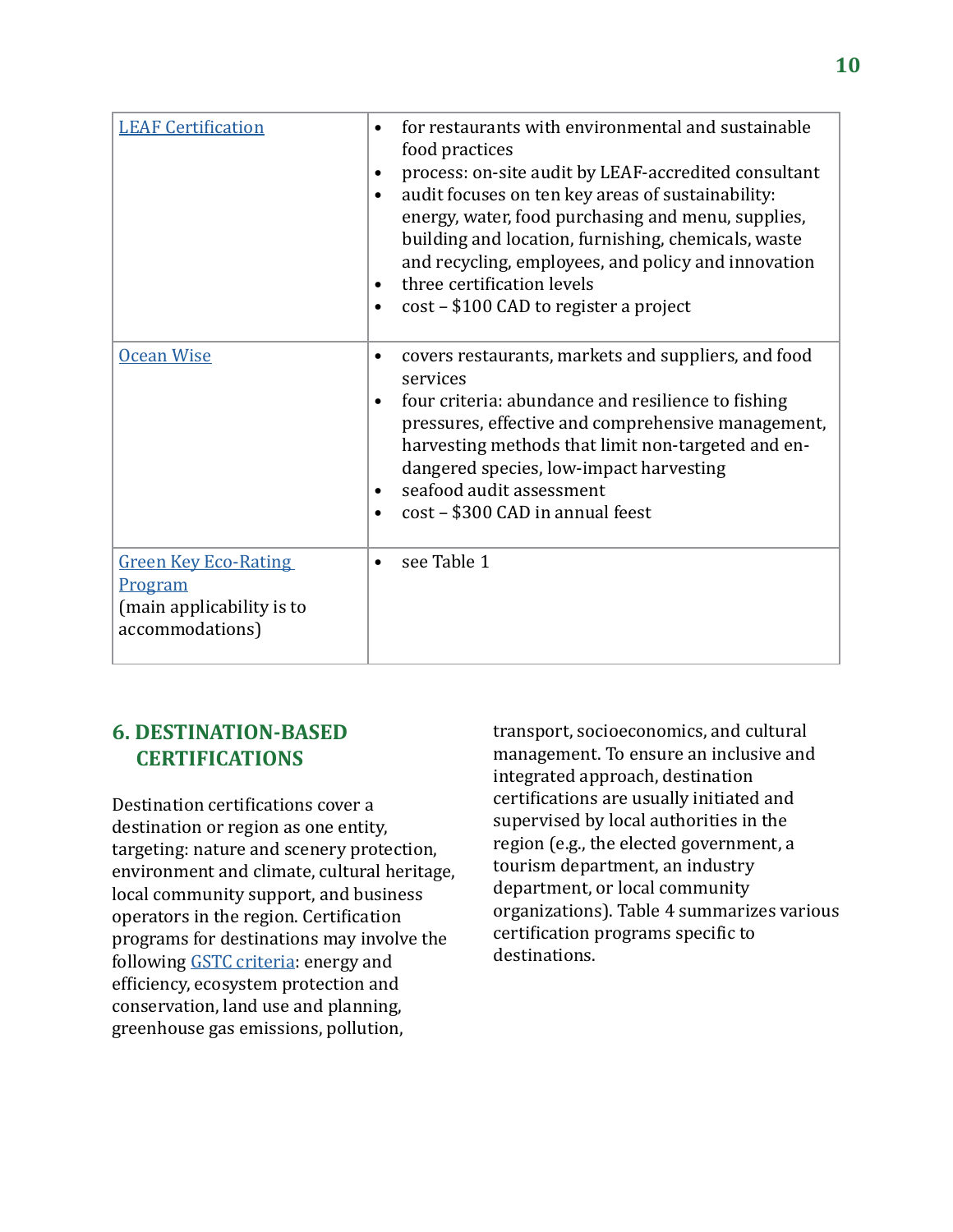| | |
|---|---|
| [LEAF Certification](#) | • for restaurants with environmental and sustainable food practices<br>• process: on-site audit by LEAF-accredited consultant<br>• audit focuses on ten key areas of sustainability: energy, water, food purchasing and menu, supplies, building and location, furnishing, chemicals, waste and recycling, employees, and policy and innovation<br>• three certification levels<br>• cost – $100 CAD to register a project |
| [Ocean Wise](#) | • covers restaurants, markets and suppliers, and food services<br>• four criteria: abundance and resilience to fishing pressures, effective and comprehensive management, harvesting methods that limit non-targeted and endangered species, low-impact harvesting<br>• seafood audit assessment<br>• cost – $300 CAD in annual feest |
| [Green Key Eco-Rating Program](#)<br>(main applicability is to accommodations) | • see Table 1 |

## 6. DESTINATION-BASED CERTIFICATIONS

Destination certifications cover a destination or region as one entity, targeting: nature and scenery protection, environment and climate, cultural heritage, local community support, and business operators in the region. Certification programs for destinations may involve the following [GSTC criteria](#): energy and efficiency, ecosystem protection and conservation, land use and planning, greenhouse gas emissions, pollution, transport, socioeconomics, and cultural management. To ensure an inclusive and integrated approach, destination certifications are usually initiated and supervised by local authorities in the region (e.g., the elected government, a tourism department, an industry department, or local community organizations). Table 4 summarizes various certification programs specific to destinations.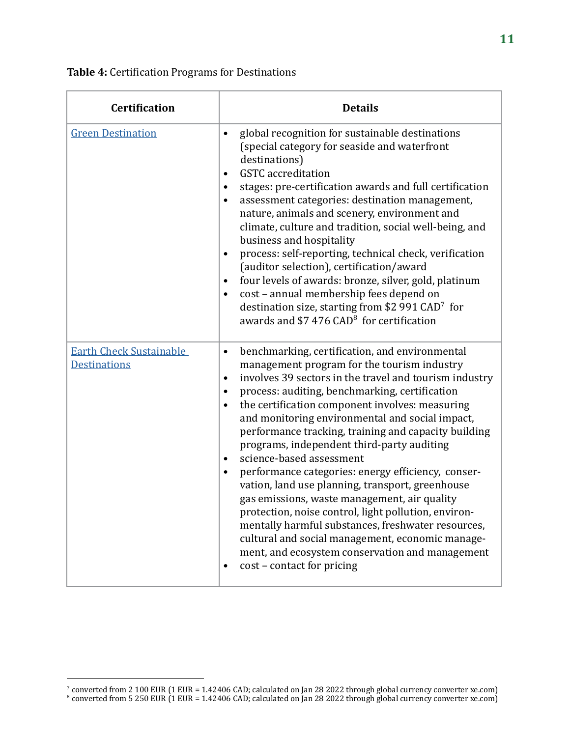**Table 4:** Certification Programs for Destinations

| Certification | Details |
|---|---|
| Green Destination | • global recognition for sustainable destinations (special category for seaside and waterfront destinations)<br>• GSTC accreditation<br>• stages: pre-certification awards and full certification<br>• assessment categories: destination management, nature, animals and scenery, environment and climate, culture and tradition, social well-being, and business and hospitality<br>• process: self-reporting, technical check, verification (auditor selection), certification/award<br>• four levels of awards: bronze, silver, gold, platinum<br>• cost – annual membership fees depend on destination size, starting from $2 991 CAD[7] for awards and $7 476 CAD[8] for certification |
| Earth Check Sustainable Destinations | • benchmarking, certification, and environmental management program for the tourism industry<br>• involves 39 sectors in the travel and tourism industry<br>• process: auditing, benchmarking, certification<br>• the certification component involves: measuring and monitoring environmental and social impact, performance tracking, training and capacity building programs, independent third-party auditing<br>• science-based assessment<br>• performance categories: energy efficiency, conservation, land use planning, transport, greenhouse gas emissions, waste management, air quality protection, noise control, light pollution, environmentally harmful substances, freshwater resources, cultural and social management, economic management, and ecosystem conservation and management<br>• cost – contact for pricing |

[7] converted from 2 100 EUR (1 EUR = 1.42406 CAD; calculated on Jan 28 2022 through global currency converter xe.com)
[8] converted from 5 250 EUR (1 EUR = 1.42406 CAD; calculated on Jan 28 2022 through global currency converter xe.com)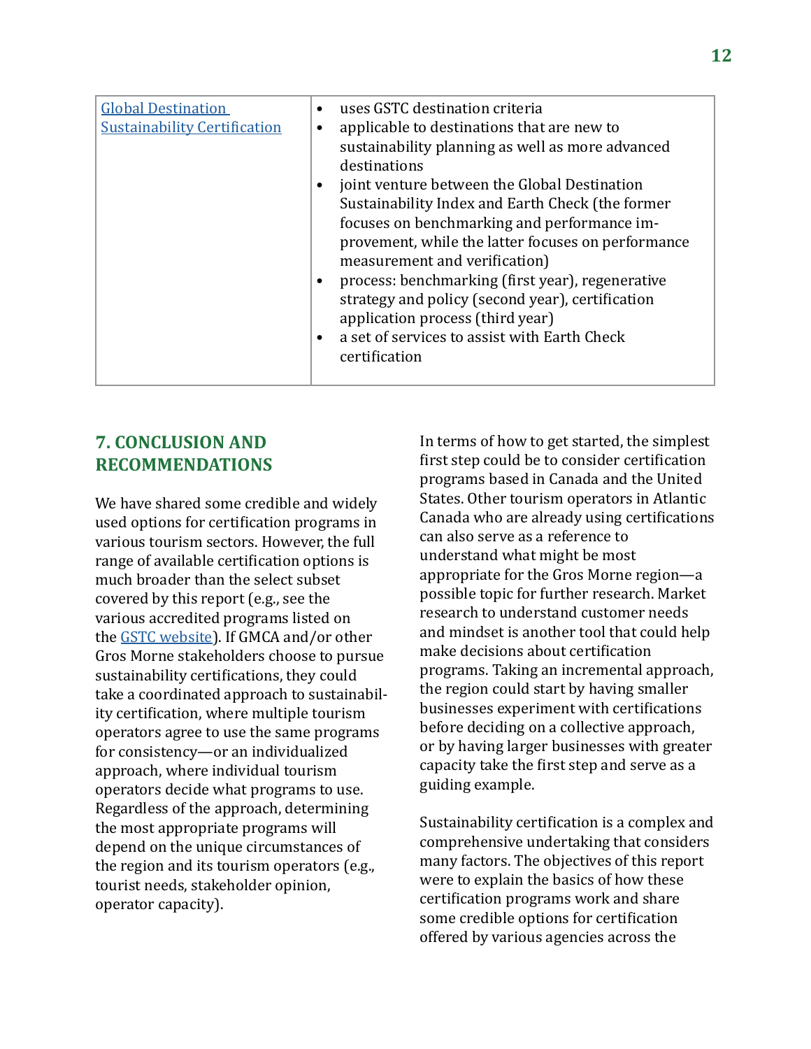| | |
|---|---|
| [Global Destination Sustainability Certification]() | • uses GSTC destination criteria<br>• applicable to destinations that are new to sustainability planning as well as more advanced destinations<br>• joint venture between the Global Destination Sustainability Index and Earth Check (the former focuses on benchmarking and performance improvement, while the latter focuses on performance measurement and verification)<br>• process: benchmarking (first year), regenerative strategy and policy (second year), certification application process (third year)<br>• a set of services to assist with Earth Check certification |

## 7. CONCLUSION AND RECOMMENDATIONS

We have shared some credible and widely used options for certification programs in various tourism sectors. However, the full range of available certification options is much broader than the select subset covered by this report (e.g., see the various accredited programs listed on the [GSTC website]()). If GMCA and/or other Gros Morne stakeholders choose to pursue sustainability certifications, they could take a coordinated approach to sustainability certification, where multiple tourism operators agree to use the same programs for consistency—or an individualized approach, where individual tourism operators decide what programs to use. Regardless of the approach, determining the most appropriate programs will depend on the unique circumstances of the region and its tourism operators (e.g., tourist needs, stakeholder opinion, operator capacity).

In terms of how to get started, the simplest first step could be to consider certification programs based in Canada and the United States. Other tourism operators in Atlantic Canada who are already using certifications can also serve as a reference to understand what might be most appropriate for the Gros Morne region—a possible topic for further research. Market research to understand customer needs and mindset is another tool that could help make decisions about certification programs. Taking an incremental approach, the region could start by having smaller businesses experiment with certifications before deciding on a collective approach, or by having larger businesses with greater capacity take the first step and serve as a guiding example.

Sustainability certification is a complex and comprehensive undertaking that considers many factors. The objectives of this report were to explain the basics of how these certification programs work and share some credible options for certification offered by various agencies across the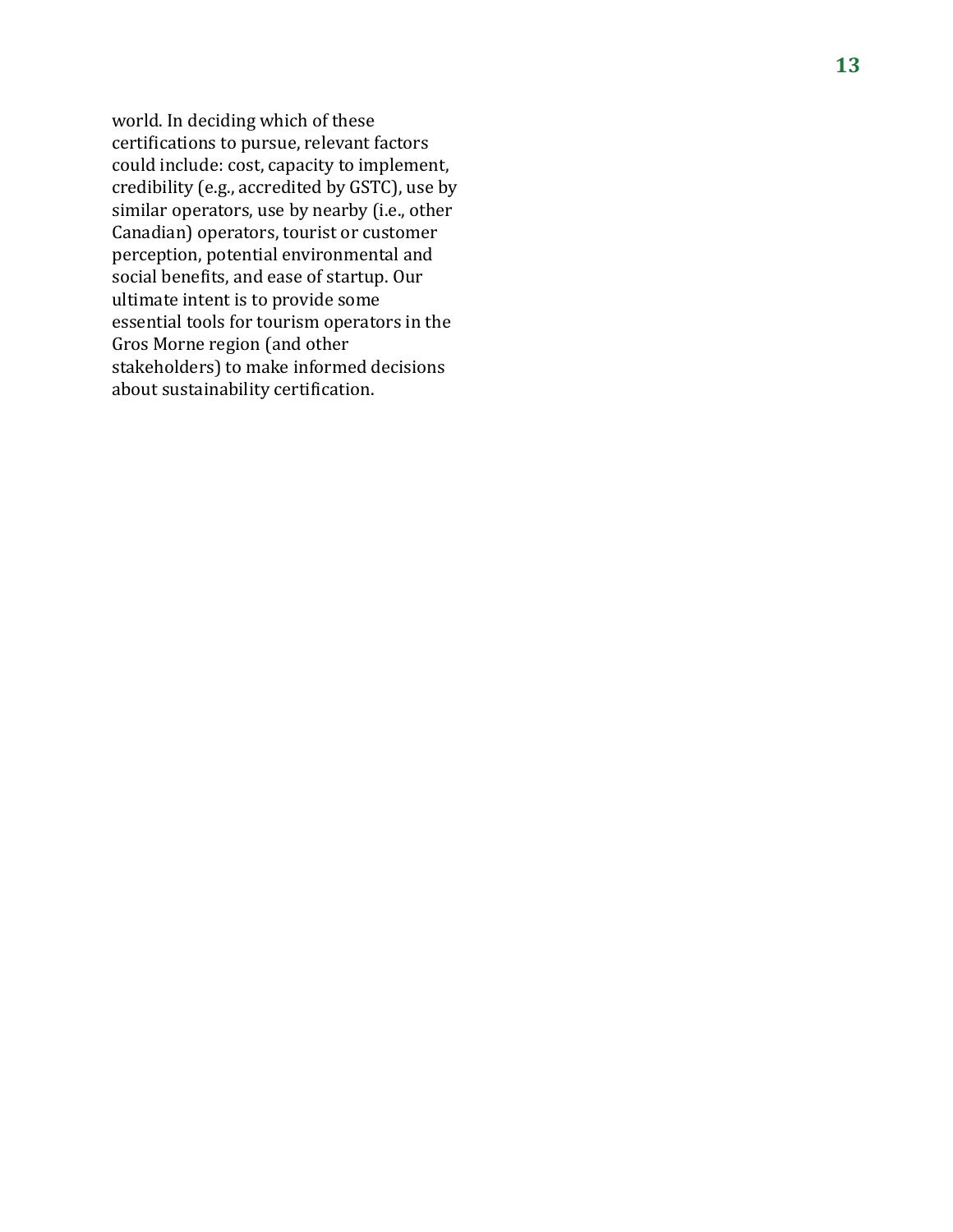world. In deciding which of these certifications to pursue, relevant factors could include: cost, capacity to implement, credibility (e.g., accredited by GSTC), use by similar operators, use by nearby (i.e., other Canadian) operators, tourist or customer perception, potential environmental and social benefits, and ease of startup. Our ultimate intent is to provide some essential tools for tourism operators in the Gros Morne region (and other stakeholders) to make informed decisions about sustainability certification.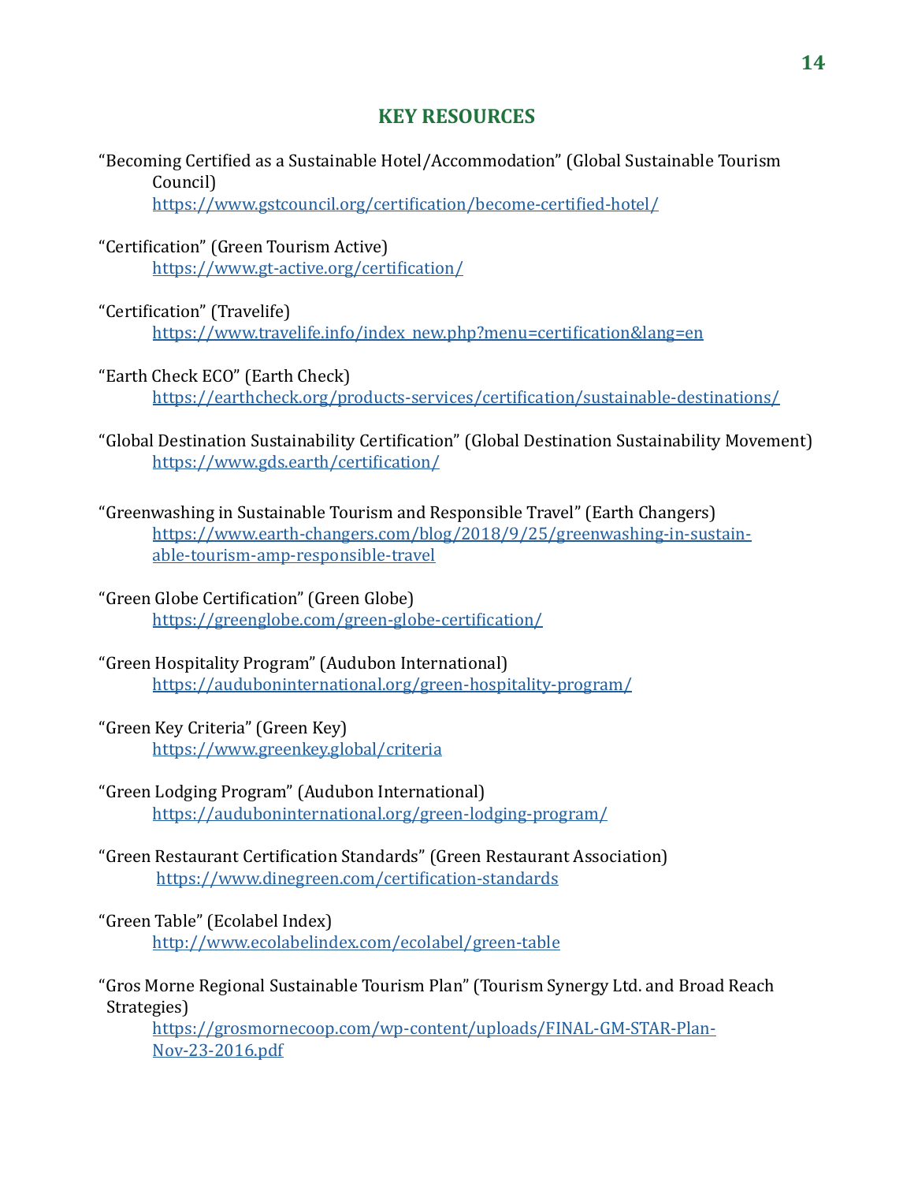## KEY RESOURCES

"Becoming Certified as a Sustainable Hotel/Accommodation" (Global Sustainable Tourism Council)
https://www.gstcouncil.org/certification/become-certified-hotel/

"Certification" (Green Tourism Active)
https://www.gt-active.org/certification/

"Certification" (Travelife)
https://www.travelife.info/index_new.php?menu=certification&lang=en

"Earth Check ECO" (Earth Check)
https://earthcheck.org/products-services/certification/sustainable-destinations/

"Global Destination Sustainability Certification" (Global Destination Sustainability Movement)
https://www.gds.earth/certification/

"Greenwashing in Sustainable Tourism and Responsible Travel" (Earth Changers)
https://www.earth-changers.com/blog/2018/9/25/greenwashing-in-sustainable-tourism-amp-responsible-travel

"Green Globe Certification" (Green Globe)
https://greenglobe.com/green-globe-certification/

"Green Hospitality Program" (Audubon International)
https://auduboninternational.org/green-hospitality-program/

"Green Key Criteria" (Green Key)
https://www.greenkey.global/criteria

"Green Lodging Program" (Audubon International)
https://auduboninternational.org/green-lodging-program/

"Green Restaurant Certification Standards" (Green Restaurant Association)
https://www.dinegreen.com/certification-standards

"Green Table" (Ecolabel Index)
http://www.ecolabelindex.com/ecolabel/green-table

"Gros Morne Regional Sustainable Tourism Plan" (Tourism Synergy Ltd. and Broad Reach Strategies)
https://grosmornecoop.com/wp-content/uploads/FINAL-GM-STAR-Plan-Nov-23-2016.pdf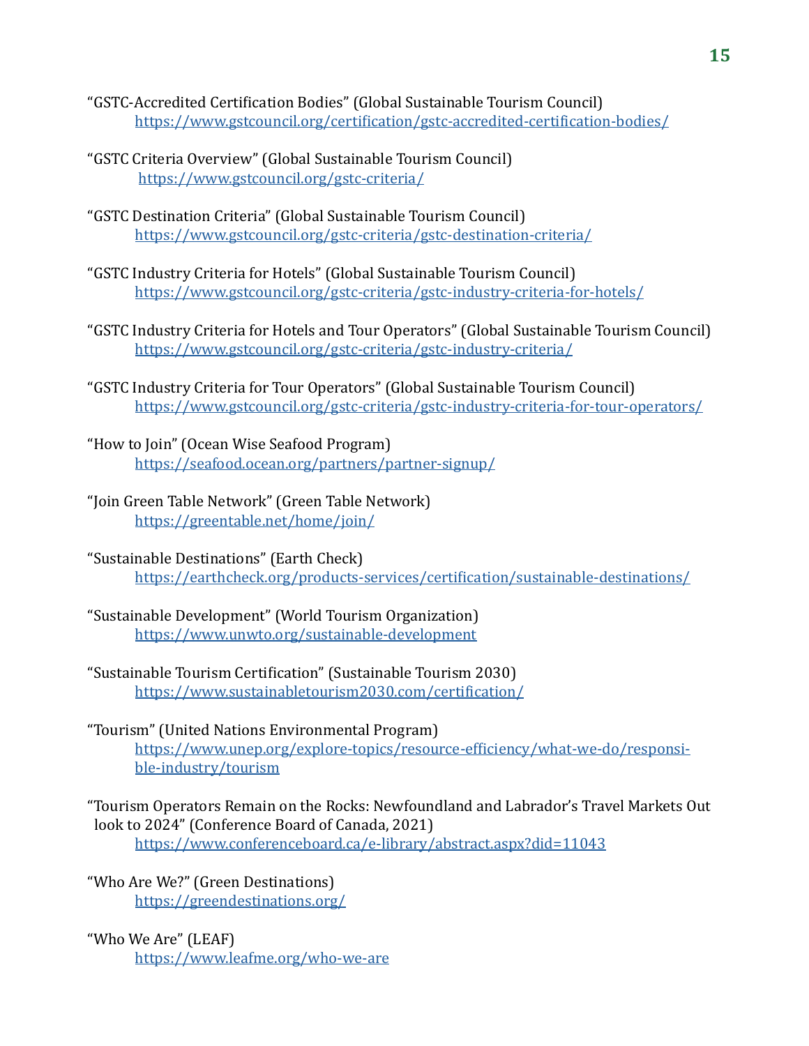"GSTC-Accredited Certification Bodies" (Global Sustainable Tourism Council)
https://www.gstcouncil.org/certification/gstc-accredited-certification-bodies/

"GSTC Criteria Overview" (Global Sustainable Tourism Council)
https://www.gstcouncil.org/gstc-criteria/

"GSTC Destination Criteria" (Global Sustainable Tourism Council)
https://www.gstcouncil.org/gstc-criteria/gstc-destination-criteria/

"GSTC Industry Criteria for Hotels" (Global Sustainable Tourism Council)
https://www.gstcouncil.org/gstc-criteria/gstc-industry-criteria-for-hotels/

"GSTC Industry Criteria for Hotels and Tour Operators" (Global Sustainable Tourism Council)
https://www.gstcouncil.org/gstc-criteria/gstc-industry-criteria/

"GSTC Industry Criteria for Tour Operators" (Global Sustainable Tourism Council)
https://www.gstcouncil.org/gstc-criteria/gstc-industry-criteria-for-tour-operators/

"How to Join" (Ocean Wise Seafood Program)
https://seafood.ocean.org/partners/partner-signup/

"Join Green Table Network" (Green Table Network)
https://greentable.net/home/join/

"Sustainable Destinations" (Earth Check)
https://earthcheck.org/products-services/certification/sustainable-destinations/

"Sustainable Development" (World Tourism Organization)
https://www.unwto.org/sustainable-development

"Sustainable Tourism Certification" (Sustainable Tourism 2030)
https://www.sustainabletourism2030.com/certification/

"Tourism" (United Nations Environmental Program)
https://www.unep.org/explore-topics/resource-efficiency/what-we-do/responsible-industry/tourism

"Tourism Operators Remain on the Rocks: Newfoundland and Labrador's Travel Markets Out look to 2024" (Conference Board of Canada, 2021)
https://www.conferenceboard.ca/e-library/abstract.aspx?did=11043

"Who Are We?" (Green Destinations)
https://greendestinations.org/

"Who We Are" (LEAF)
https://www.leafme.org/who-we-are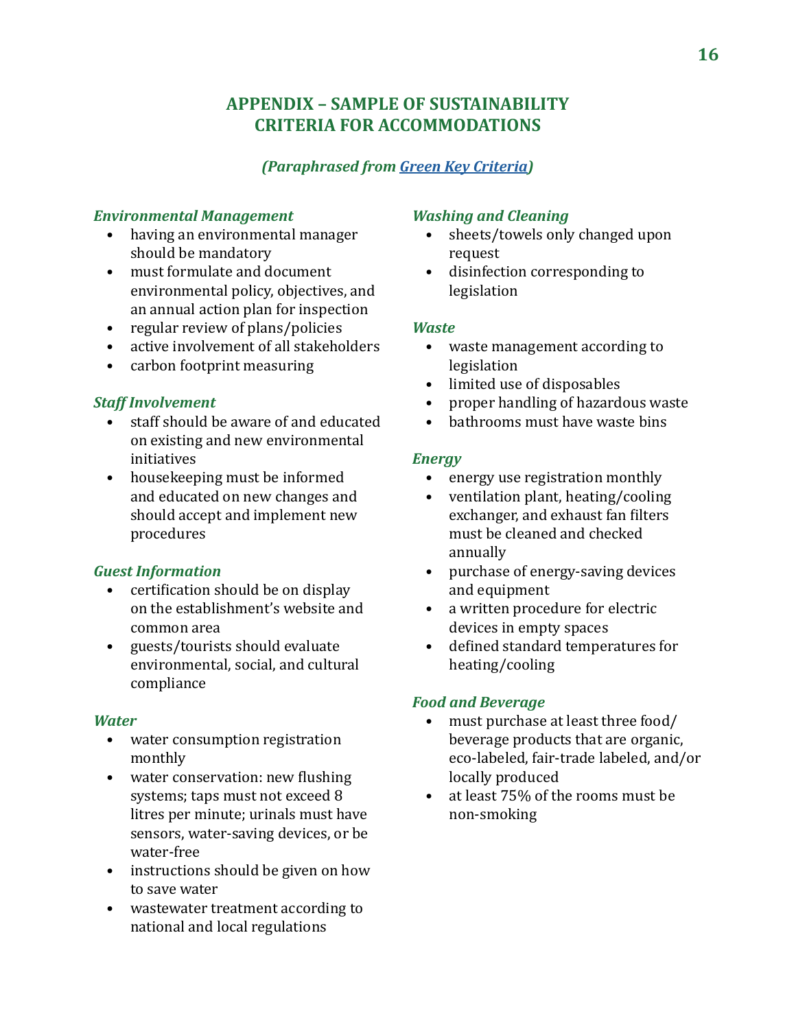# APPENDIX – SAMPLE OF SUSTAINABILITY CRITERIA FOR ACCOMMODATIONS

***(Paraphrased from Green Key Criteria)***

***Environmental Management***

- having an environmental manager should be mandatory
- must formulate and document environmental policy, objectives, and an annual action plan for inspection
- regular review of plans/policies
- active involvement of all stakeholders
- carbon footprint measuring

***Staff Involvement***

- staff should be aware of and educated on existing and new environmental initiatives
- housekeeping must be informed and educated on new changes and should accept and implement new procedures

***Guest Information***

- certification should be on display on the establishment's website and common area
- guests/tourists should evaluate environmental, social, and cultural compliance

***Water***

- water consumption registration monthly
- water conservation: new flushing systems; taps must not exceed 8 litres per minute; urinals must have sensors, water-saving devices, or be water-free
- instructions should be given on how to save water
- wastewater treatment according to national and local regulations

***Washing and Cleaning***

- sheets/towels only changed upon request
- disinfection corresponding to legislation

***Waste***

- waste management according to legislation
- limited use of disposables
- proper handling of hazardous waste
- bathrooms must have waste bins

***Energy***

- energy use registration monthly
- ventilation plant, heating/cooling exchanger, and exhaust fan filters must be cleaned and checked annually
- purchase of energy-saving devices and equipment
- a written procedure for electric devices in empty spaces
- defined standard temperatures for heating/cooling

***Food and Beverage***

- must purchase at least three food/beverage products that are organic, eco-labeled, fair-trade labeled, and/or locally produced
- at least 75% of the rooms must be non-smoking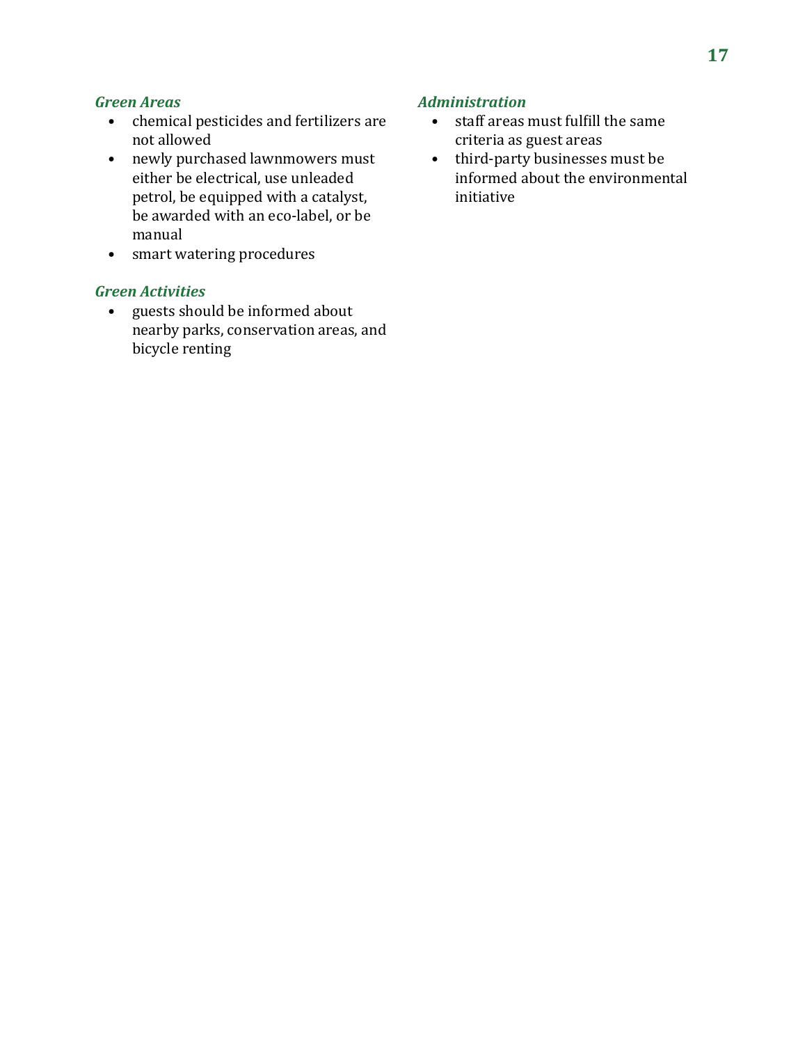*Green Areas*

- chemical pesticides and fertilizers are not allowed
- newly purchased lawnmowers must either be electrical, use unleaded petrol, be equipped with a catalyst, be awarded with an eco-label, or be manual
- smart watering procedures

*Green Activities*

- guests should be informed about nearby parks, conservation areas, and bicycle renting

*Administration*

- staff areas must fulfill the same criteria as guest areas
- third-party businesses must be informed about the environmental initiative